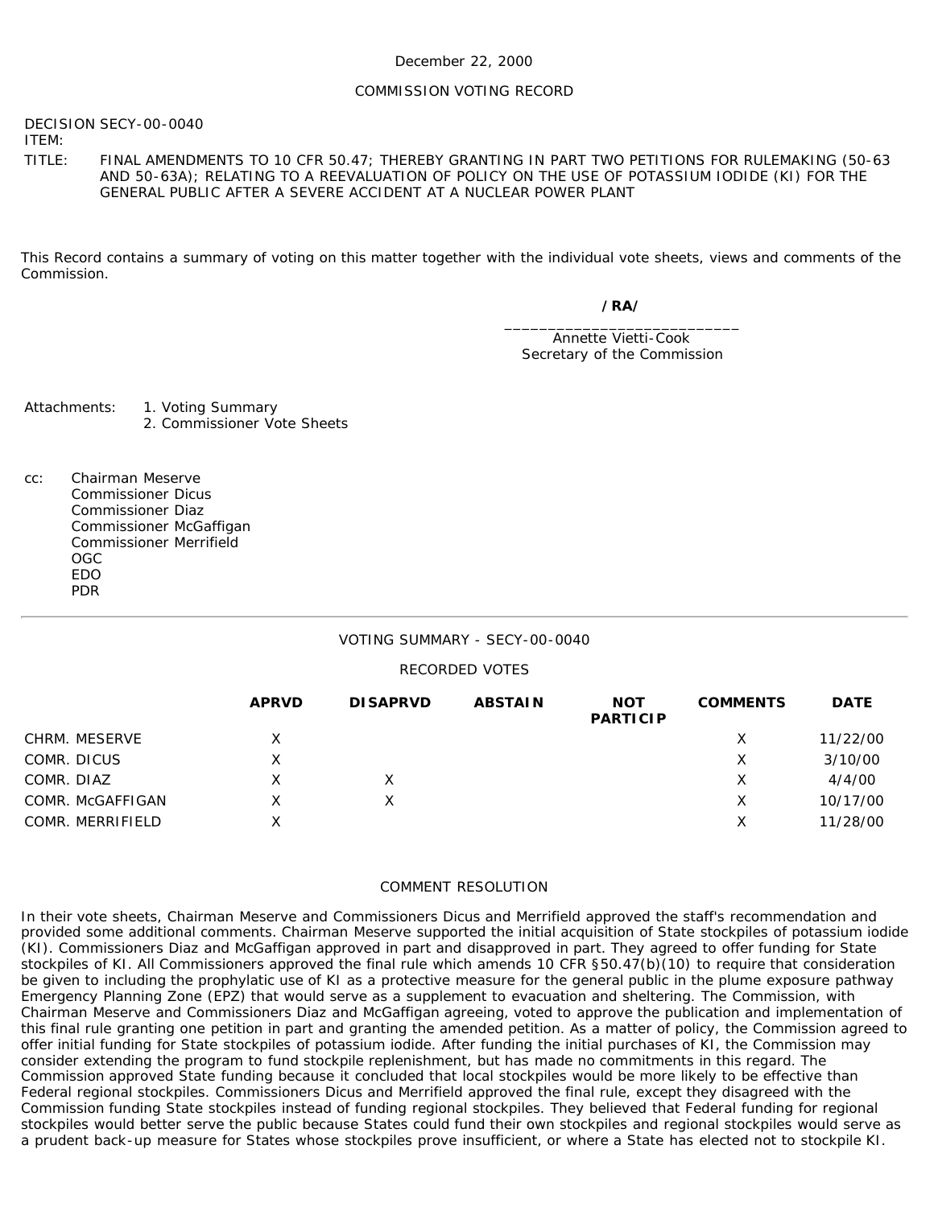December 22, 2000

COMMISSION VOTING RECORD

DECISION ITEM: SECY-00-0040

TITLE: FINAL AMENDMENTS TO 10 CFR 50.47; THEREBY GRANTING IN PART TWO PETITIONS FOR RULEMAKING (50-63 AND 50-63A); RELATING TO A REEVALUATION OF POLICY ON THE USE OF POTASSIUM IODIDE (KI) FOR THE GENERAL PUBLIC AFTER A SEVERE ACCIDENT AT A NUCLEAR POWER PLANT

This Record contains a summary of voting on this matter together with the individual vote sheets, views and comments of the Commission.

**/RA/**

\_\_\_\_\_\_\_\_\_\_\_\_\_\_\_\_\_\_\_\_\_\_\_\_\_\_\_
Annette Vietti-Cook
Secretary of the Commission

Attachments:
1. Voting Summary
2. Commissioner Vote Sheets

cc: Chairman Meserve
Commissioner Dicus
Commissioner Diaz
Commissioner McGaffigan
Commissioner Merrifield
OGC
EDO
PDR

---

VOTING SUMMARY - SECY-00-0040

RECORDED VOTES

| | APRVD | DISAPRVD | ABSTAIN | NOT PARTICIP | COMMENTS | DATE |
|---|---|---|---|---|---|---|
| CHRM. MESERVE | X | | | | X | 11/22/00 |
| COMR. DICUS | X | | | | X | 3/10/00 |
| COMR. DIAZ | X | X | | | X | 4/4/00 |
| COMR. McGAFFIGAN | X | X | | | X | 10/17/00 |
| COMR. MERRIFIELD | X | | | | X | 11/28/00 |

COMMENT RESOLUTION

In their vote sheets, Chairman Meserve and Commissioners Dicus and Merrifield approved the staff's recommendation and provided some additional comments. Chairman Meserve supported the initial acquisition of State stockpiles of potassium iodide (KI). Commissioners Diaz and McGaffigan approved in part and disapproved in part. They agreed to offer funding for State stockpiles of KI. All Commissioners approved the final rule which amends 10 CFR §50.47(b)(10) to require that consideration be given to including the prophylatic use of KI as a protective measure for the general public in the plume exposure pathway Emergency Planning Zone (EPZ) that would serve as a supplement to evacuation and sheltering. The Commission, with Chairman Meserve and Commissioners Diaz and McGaffigan agreeing, voted to approve the publication and implementation of this final rule granting one petition in part and granting the amended petition. As a matter of policy, the Commission agreed to offer initial funding for State stockpiles of potassium iodide. After funding the initial purchases of KI, the Commission may consider extending the program to fund stockpile replenishment, but has made no commitments in this regard. The Commission approved State funding because it concluded that local stockpiles would be more likely to be effective than Federal regional stockpiles. Commissioners Dicus and Merrifield approved the final rule, except they disagreed with the Commission funding State stockpiles instead of funding regional stockpiles. They believed that Federal funding for regional stockpiles would better serve the public because States could fund their own stockpiles and regional stockpiles would serve as a prudent back-up measure for States whose stockpiles prove insufficient, or where a State has elected not to stockpile KI.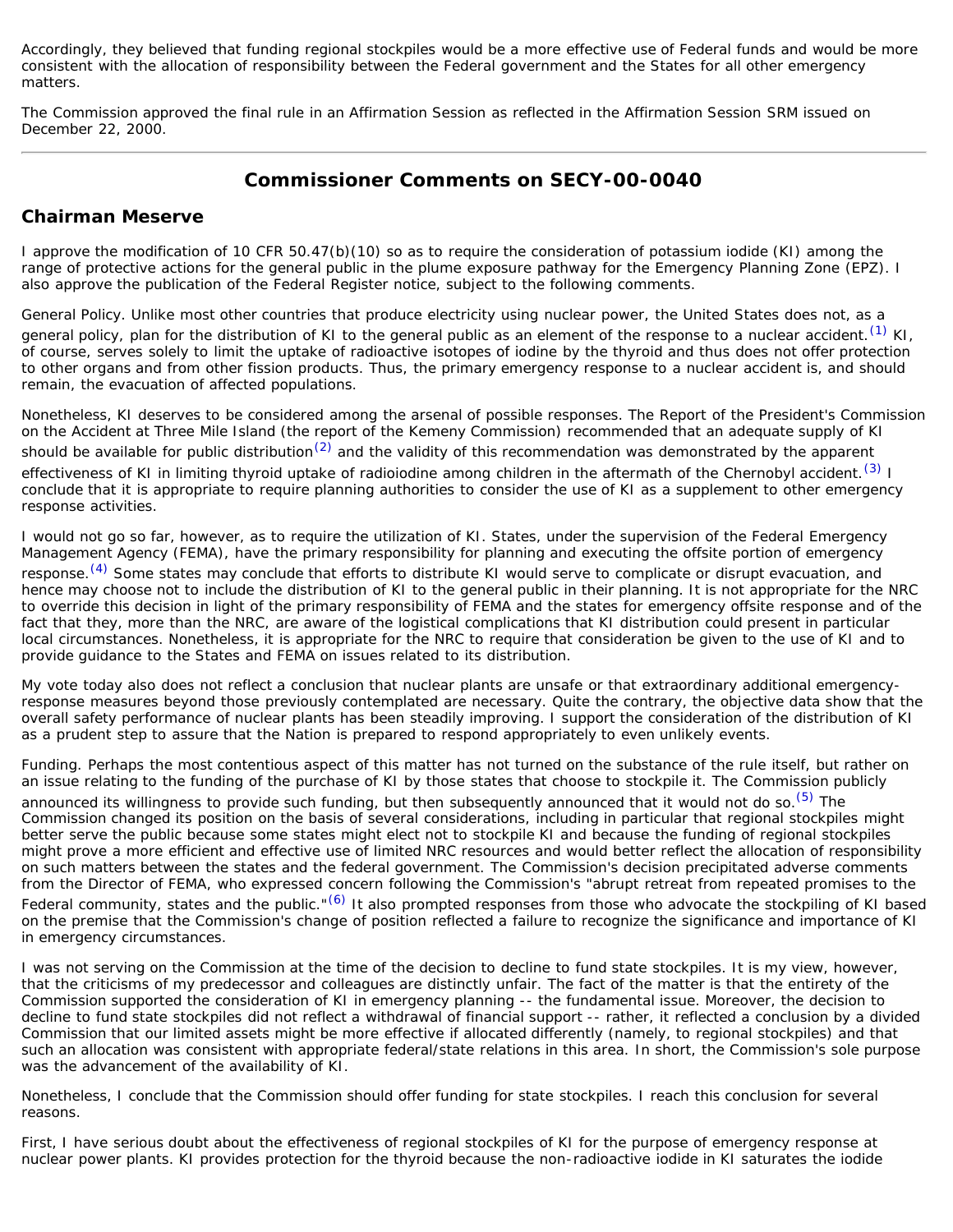Accordingly, they believed that funding regional stockpiles would be a more effective use of Federal funds and would be more consistent with the allocation of responsibility between the Federal government and the States for all other emergency matters.

The Commission approved the final rule in an Affirmation Session as reflected in the Affirmation Session SRM issued on December 22, 2000.

---

## Commissioner Comments on SECY-00-0040

### Chairman Meserve

I approve the modification of 10 CFR 50.47(b)(10) so as to require the consideration of potassium iodide (KI) among the range of protective actions for the general public in the plume exposure pathway for the Emergency Planning Zone (EPZ). I also approve the publication of the Federal Register notice, subject to the following comments.

General Policy. Unlike most other countries that produce electricity using nuclear power, the United States does not, as a general policy, plan for the distribution of KI to the general public as an element of the response to a nuclear accident.[(1)] KI, of course, serves solely to limit the uptake of radioactive isotopes of iodine by the thyroid and thus does not offer protection to other organs and from other fission products. Thus, the primary emergency response to a nuclear accident is, and should remain, the evacuation of affected populations.

Nonetheless, KI deserves to be considered among the arsenal of possible responses. The Report of the President's Commission on the Accident at Three Mile Island (the report of the Kemeny Commission) recommended that an adequate supply of KI should be available for public distribution[(2)] and the validity of this recommendation was demonstrated by the apparent effectiveness of KI in limiting thyroid uptake of radioiodine among children in the aftermath of the Chernobyl accident.[(3)] I conclude that it is appropriate to require planning authorities to consider the use of KI as a supplement to other emergency response activities.

I would not go so far, however, as to require the utilization of KI. States, under the supervision of the Federal Emergency Management Agency (FEMA), have the primary responsibility for planning and executing the offsite portion of emergency response.[(4)] Some states may conclude that efforts to distribute KI would serve to complicate or disrupt evacuation, and hence may choose not to include the distribution of KI to the general public in their planning. It is not appropriate for the NRC to override this decision in light of the primary responsibility of FEMA and the states for emergency offsite response and of the fact that they, more than the NRC, are aware of the logistical complications that KI distribution could present in particular local circumstances. Nonetheless, it is appropriate for the NRC to require that consideration be given to the use of KI and to provide guidance to the States and FEMA on issues related to its distribution.

My vote today also does not reflect a conclusion that nuclear plants are unsafe or that extraordinary additional emergency-response measures beyond those previously contemplated are necessary. Quite the contrary, the objective data show that the overall safety performance of nuclear plants has been steadily improving. I support the consideration of the distribution of KI as a prudent step to assure that the Nation is prepared to respond appropriately to even unlikely events.

Funding. Perhaps the most contentious aspect of this matter has not turned on the substance of the rule itself, but rather on an issue relating to the funding of the purchase of KI by those states that choose to stockpile it. The Commission publicly announced its willingness to provide such funding, but then subsequently announced that it would not do so.[(5)] The Commission changed its position on the basis of several considerations, including in particular that regional stockpiles might better serve the public because some states might elect not to stockpile KI and because the funding of regional stockpiles might prove a more efficient and effective use of limited NRC resources and would better reflect the allocation of responsibility on such matters between the states and the federal government. The Commission's decision precipitated adverse comments from the Director of FEMA, who expressed concern following the Commission's "abrupt retreat from repeated promises to the Federal community, states and the public."[(6)] It also prompted responses from those who advocate the stockpiling of KI based on the premise that the Commission's change of position reflected a failure to recognize the significance and importance of KI in emergency circumstances.

I was not serving on the Commission at the time of the decision to decline to fund state stockpiles. It is my view, however, that the criticisms of my predecessor and colleagues are distinctly unfair. The fact of the matter is that the entirety of the Commission supported the consideration of KI in emergency planning -- the fundamental issue. Moreover, the decision to decline to fund state stockpiles did not reflect a withdrawal of financial support -- rather, it reflected a conclusion by a divided Commission that our limited assets might be more effective if allocated differently (namely, to regional stockpiles) and that such an allocation was consistent with appropriate federal/state relations in this area. In short, the Commission's sole purpose was the advancement of the availability of KI.

Nonetheless, I conclude that the Commission should offer funding for state stockpiles. I reach this conclusion for several reasons.

First, I have serious doubt about the effectiveness of regional stockpiles of KI for the purpose of emergency response at nuclear power plants. KI provides protection for the thyroid because the non-radioactive iodide in KI saturates the iodide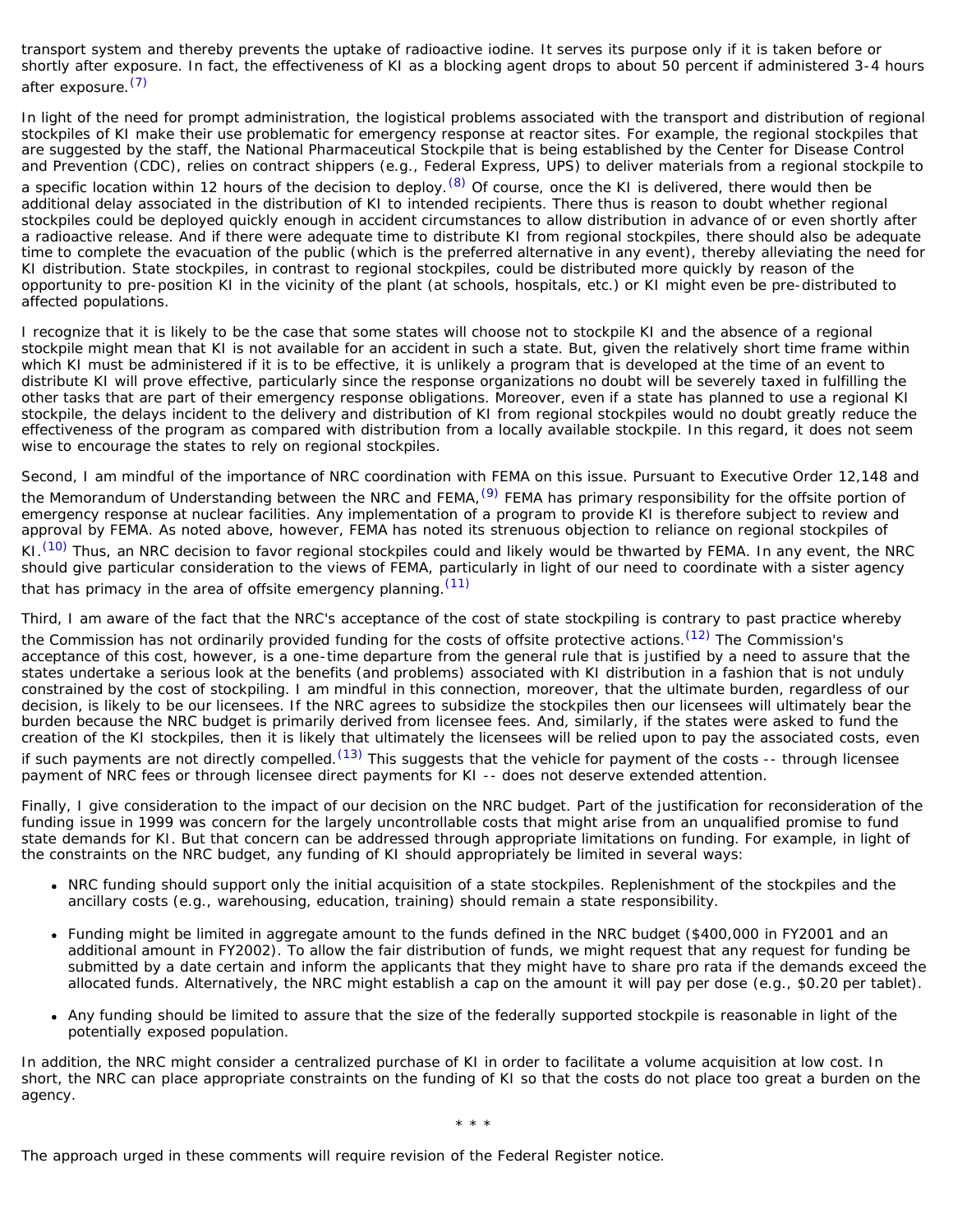transport system and thereby prevents the uptake of radioactive iodine. It serves its purpose only if it is taken before or shortly after exposure. In fact, the effectiveness of KI as a blocking agent drops to about 50 percent if administered 3-4 hours after exposure.[7]

In light of the need for prompt administration, the logistical problems associated with the transport and distribution of regional stockpiles of KI make their use problematic for emergency response at reactor sites. For example, the regional stockpiles that are suggested by the staff, the National Pharmaceutical Stockpile that is being established by the Center for Disease Control and Prevention (CDC), relies on contract shippers (e.g., Federal Express, UPS) to deliver materials from a regional stockpile to a specific location within 12 hours of the decision to deploy.[8] Of course, once the KI is delivered, there would then be additional delay associated in the distribution of KI to intended recipients. There thus is reason to doubt whether regional stockpiles could be deployed quickly enough in accident circumstances to allow distribution in advance of or even shortly after a radioactive release. And if there were adequate time to distribute KI from regional stockpiles, there should also be adequate time to complete the evacuation of the public (which is the preferred alternative in any event), thereby alleviating the need for KI distribution. State stockpiles, in contrast to regional stockpiles, could be distributed more quickly by reason of the opportunity to pre-position KI in the vicinity of the plant (at schools, hospitals, etc.) or KI might even be pre-distributed to affected populations.

I recognize that it is likely to be the case that some states will choose not to stockpile KI and the absence of a regional stockpile might mean that KI is not available for an accident in such a state. But, given the relatively short time frame within which KI must be administered if it is to be effective, it is unlikely a program that is developed at the time of an event to distribute KI will prove effective, particularly since the response organizations no doubt will be severely taxed in fulfilling the other tasks that are part of their emergency response obligations. Moreover, even if a state has planned to use a regional KI stockpile, the delays incident to the delivery and distribution of KI from regional stockpiles would no doubt greatly reduce the effectiveness of the program as compared with distribution from a locally available stockpile. In this regard, it does not seem wise to encourage the states to rely on regional stockpiles.

Second, I am mindful of the importance of NRC coordination with FEMA on this issue. Pursuant to Executive Order 12,148 and the Memorandum of Understanding between the NRC and FEMA,[9] FEMA has primary responsibility for the offsite portion of emergency response at nuclear facilities. Any implementation of a program to provide KI is therefore subject to review and approval by FEMA. As noted above, however, FEMA has noted its strenuous objection to reliance on regional stockpiles of KI.[10] Thus, an NRC decision to favor regional stockpiles could and likely would be thwarted by FEMA. In any event, the NRC should give particular consideration to the views of FEMA, particularly in light of our need to coordinate with a sister agency that has primacy in the area of offsite emergency planning.[11]

Third, I am aware of the fact that the NRC's acceptance of the cost of state stockpiling is contrary to past practice whereby the Commission has not ordinarily provided funding for the costs of offsite protective actions.[12] The Commission's acceptance of this cost, however, is a one-time departure from the general rule that is justified by a need to assure that the states undertake a serious look at the benefits (and problems) associated with KI distribution in a fashion that is not unduly constrained by the cost of stockpiling. I am mindful in this connection, moreover, that the ultimate burden, regardless of our decision, is likely to be our licensees. If the NRC agrees to subsidize the stockpiles then our licensees will ultimately bear the burden because the NRC budget is primarily derived from licensee fees. And, similarly, if the states were asked to fund the creation of the KI stockpiles, then it is likely that ultimately the licensees will be relied upon to pay the associated costs, even if such payments are not directly compelled.[13] This suggests that the vehicle for payment of the costs -- through licensee payment of NRC fees or through licensee direct payments for KI -- does not deserve extended attention.

Finally, I give consideration to the impact of our decision on the NRC budget. Part of the justification for reconsideration of the funding issue in 1999 was concern for the largely uncontrollable costs that might arise from an unqualified promise to fund state demands for KI. But that concern can be addressed through appropriate limitations on funding. For example, in light of the constraints on the NRC budget, any funding of KI should appropriately be limited in several ways:

- NRC funding should support only the initial acquisition of a state stockpiles. Replenishment of the stockpiles and the ancillary costs (e.g., warehousing, education, training) should remain a state responsibility.
- Funding might be limited in aggregate amount to the funds defined in the NRC budget ($400,000 in FY2001 and an additional amount in FY2002). To allow the fair distribution of funds, we might request that any request for funding be submitted by a date certain and inform the applicants that they might have to share pro rata if the demands exceed the allocated funds. Alternatively, the NRC might establish a cap on the amount it will pay per dose (e.g., $0.20 per tablet).
- Any funding should be limited to assure that the size of the federally supported stockpile is reasonable in light of the potentially exposed population.

In addition, the NRC might consider a centralized purchase of KI in order to facilitate a volume acquisition at low cost. In short, the NRC can place appropriate constraints on the funding of KI so that the costs do not place too great a burden on the agency.

\* \* \*

The approach urged in these comments will require revision of the Federal Register notice.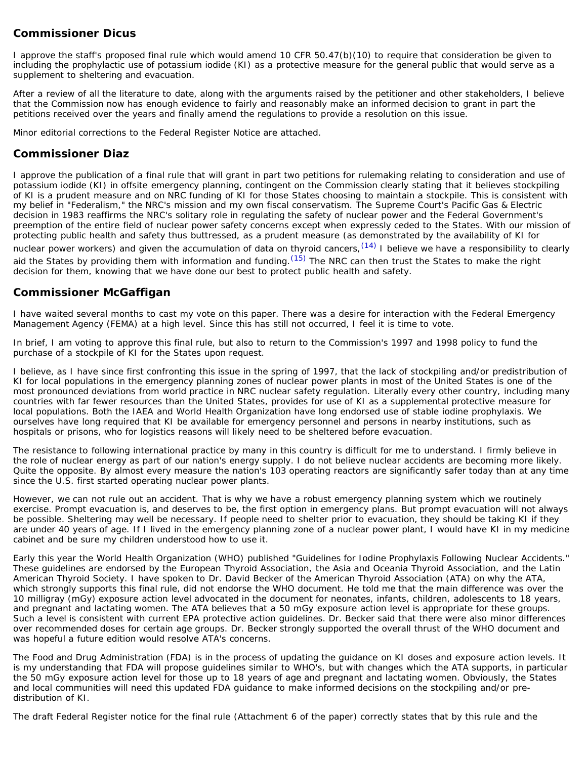## Commissioner Dicus

I approve the staff's proposed final rule which would amend 10 CFR 50.47(b)(10) to require that consideration be given to including the prophylactic use of potassium iodide (KI) as a protective measure for the general public that would serve as a supplement to sheltering and evacuation.

After a review of all the literature to date, along with the arguments raised by the petitioner and other stakeholders, I believe that the Commission now has enough evidence to fairly and reasonably make an informed decision to grant in part the petitions received over the years and finally amend the regulations to provide a resolution on this issue.

Minor editorial corrections to the Federal Register Notice are attached.

## Commissioner Diaz

I approve the publication of a final rule that will grant in part two petitions for rulemaking relating to consideration and use of potassium iodide (KI) in offsite emergency planning, contingent on the Commission clearly stating that it believes stockpiling of KI is a prudent measure and on NRC funding of KI for those States choosing to maintain a stockpile. This is consistent with my belief in "Federalism," the NRC's mission and my own fiscal conservatism. The Supreme Court's Pacific Gas & Electric decision in 1983 reaffirms the NRC's solitary role in regulating the safety of nuclear power and the Federal Government's preemption of the entire field of nuclear power safety concerns except when expressly ceded to the States. With our mission of protecting public health and safety thus buttressed, as a prudent measure (as demonstrated by the availability of KI for nuclear power workers) and given the accumulation of data on thyroid cancers,[14] I believe we have a responsibility to clearly aid the States by providing them with information and funding.[15] The NRC can then trust the States to make the right decision for them, knowing that we have done our best to protect public health and safety.

## Commissioner McGaffigan

I have waited several months to cast my vote on this paper. There was a desire for interaction with the Federal Emergency Management Agency (FEMA) at a high level. Since this has still not occurred, I feel it is time to vote.

In brief, I am voting to approve this final rule, but also to return to the Commission's 1997 and 1998 policy to fund the purchase of a stockpile of KI for the States upon request.

I believe, as I have since first confronting this issue in the spring of 1997, that the lack of stockpiling and/or predistribution of KI for local populations in the emergency planning zones of nuclear power plants in most of the United States is one of the most pronounced deviations from world practice in NRC nuclear safety regulation. Literally every other country, including many countries with far fewer resources than the United States, provides for use of KI as a supplemental protective measure for local populations. Both the IAEA and World Health Organization have long endorsed use of stable iodine prophylaxis. We ourselves have long required that KI be available for emergency personnel and persons in nearby institutions, such as hospitals or prisons, who for logistics reasons will likely need to be sheltered before evacuation.

The resistance to following international practice by many in this country is difficult for me to understand. I firmly believe in the role of nuclear energy as part of our nation's energy supply. I do not believe nuclear accidents are becoming more likely. Quite the opposite. By almost every measure the nation's 103 operating reactors are significantly safer today than at any time since the U.S. first started operating nuclear power plants.

However, we can not rule out an accident. That is why we have a robust emergency planning system which we routinely exercise. Prompt evacuation is, and deserves to be, the first option in emergency plans. But prompt evacuation will not always be possible. Sheltering may well be necessary. If people need to shelter prior to evacuation, they should be taking KI if they are under 40 years of age. If I lived in the emergency planning zone of a nuclear power plant, I would have KI in my medicine cabinet and be sure my children understood how to use it.

Early this year the World Health Organization (WHO) published "Guidelines for Iodine Prophylaxis Following Nuclear Accidents." These guidelines are endorsed by the European Thyroid Association, the Asia and Oceania Thyroid Association, and the Latin American Thyroid Society. I have spoken to Dr. David Becker of the American Thyroid Association (ATA) on why the ATA, which strongly supports this final rule, did not endorse the WHO document. He told me that the main difference was over the 10 milligray (mGy) exposure action level advocated in the document for neonates, infants, children, adolescents to 18 years, and pregnant and lactating women. The ATA believes that a 50 mGy exposure action level is appropriate for these groups. Such a level is consistent with current EPA protective action guidelines. Dr. Becker said that there were also minor differences over recommended doses for certain age groups. Dr. Becker strongly supported the overall thrust of the WHO document and was hopeful a future edition would resolve ATA's concerns.

The Food and Drug Administration (FDA) is in the process of updating the guidance on KI doses and exposure action levels. It is my understanding that FDA will propose guidelines similar to WHO's, but with changes which the ATA supports, in particular the 50 mGy exposure action level for those up to 18 years of age and pregnant and lactating women. Obviously, the States and local communities will need this updated FDA guidance to make informed decisions on the stockpiling and/or pre-distribution of KI.

The draft Federal Register notice for the final rule (Attachment 6 of the paper) correctly states that by this rule and the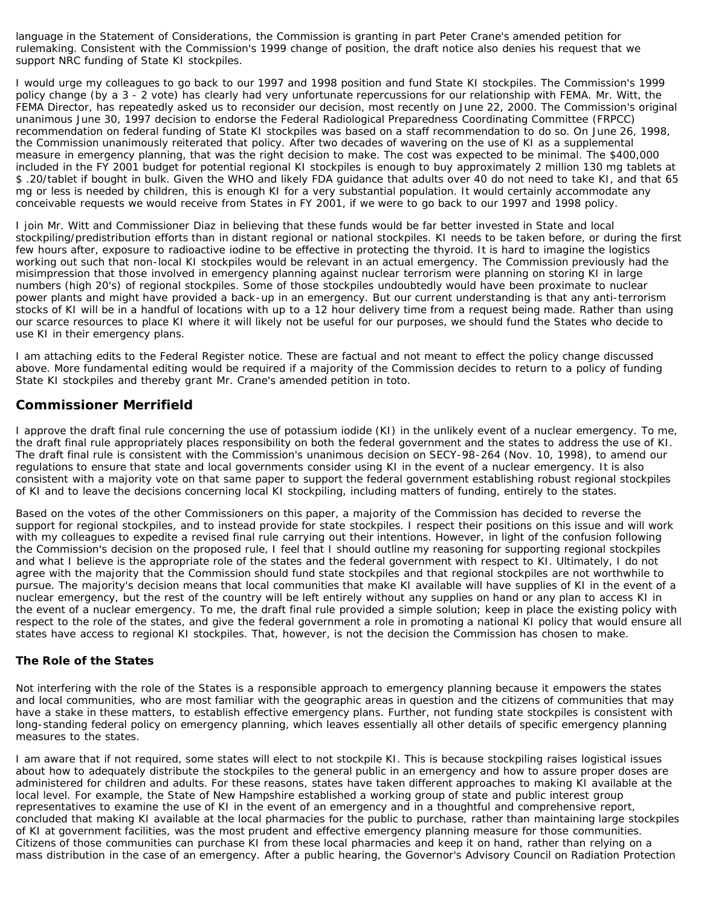language in the Statement of Considerations, the Commission is granting in part Peter Crane's amended petition for rulemaking. Consistent with the Commission's 1999 change of position, the draft notice also denies his request that we support NRC funding of State KI stockpiles.

I would urge my colleagues to go back to our 1997 and 1998 position and fund State KI stockpiles. The Commission's 1999 policy change (by a 3 - 2 vote) has clearly had very unfortunate repercussions for our relationship with FEMA. Mr. Witt, the FEMA Director, has repeatedly asked us to reconsider our decision, most recently on June 22, 2000. The Commission's original unanimous June 30, 1997 decision to endorse the Federal Radiological Preparedness Coordinating Committee (FRPCC) recommendation on federal funding of State KI stockpiles was based on a staff recommendation to do so. On June 26, 1998, the Commission unanimously reiterated that policy. After two decades of wavering on the use of KI as a supplemental measure in emergency planning, that was the right decision to make. The cost was expected to be minimal. The $400,000 included in the FY 2001 budget for potential regional KI stockpiles is enough to buy approximately 2 million 130 mg tablets at $ .20/tablet if bought in bulk. Given the WHO and likely FDA guidance that adults over 40 do not need to take KI, and that 65 mg or less is needed by children, this is enough KI for a very substantial population. It would certainly accommodate any conceivable requests we would receive from States in FY 2001, if we were to go back to our 1997 and 1998 policy.

I join Mr. Witt and Commissioner Diaz in believing that these funds would be far better invested in State and local stockpiling/predistribution efforts than in distant regional or national stockpiles. KI needs to be taken before, or during the first few hours after, exposure to radioactive iodine to be effective in protecting the thyroid. It is hard to imagine the logistics working out such that non-local KI stockpiles would be relevant in an actual emergency. The Commission previously had the misimpression that those involved in emergency planning against nuclear terrorism were planning on storing KI in large numbers (high 20's) of regional stockpiles. Some of those stockpiles undoubtedly would have been proximate to nuclear power plants and might have provided a back-up in an emergency. But our current understanding is that any anti-terrorism stocks of KI will be in a handful of locations with up to a 12 hour delivery time from a request being made. Rather than using our scarce resources to place KI where it will likely not be useful for our purposes, we should fund the States who decide to use KI in their emergency plans.

I am attaching edits to the Federal Register notice. These are factual and not meant to effect the policy change discussed above. More fundamental editing would be required if a majority of the Commission decides to return to a policy of funding State KI stockpiles and thereby grant Mr. Crane's amended petition in toto.

## Commissioner Merrifield

I approve the draft final rule concerning the use of potassium iodide (KI) in the unlikely event of a nuclear emergency. To me, the draft final rule appropriately places responsibility on both the federal government and the states to address the use of KI. The draft final rule is consistent with the Commission's unanimous decision on SECY-98-264 (Nov. 10, 1998), to amend our regulations to ensure that state and local governments consider using KI in the event of a nuclear emergency. It is also consistent with a majority vote on that same paper to support the federal government establishing robust regional stockpiles of KI and to leave the decisions concerning local KI stockpiling, including matters of funding, entirely to the states.

Based on the votes of the other Commissioners on this paper, a majority of the Commission has decided to reverse the support for regional stockpiles, and to instead provide for state stockpiles. I respect their positions on this issue and will work with my colleagues to expedite a revised final rule carrying out their intentions. However, in light of the confusion following the Commission's decision on the proposed rule, I feel that I should outline my reasoning for supporting regional stockpiles and what I believe is the appropriate role of the states and the federal government with respect to KI. Ultimately, I do not agree with the majority that the Commission should fund state stockpiles and that regional stockpiles are not worthwhile to pursue. The majority's decision means that local communities that make KI available will have supplies of KI in the event of a nuclear emergency, but the rest of the country will be left entirely without any supplies on hand or any plan to access KI in the event of a nuclear emergency. To me, the draft final rule provided a simple solution; keep in place the existing policy with respect to the role of the states, and give the federal government a role in promoting a national KI policy that would ensure all states have access to regional KI stockpiles. That, however, is not the decision the Commission has chosen to make.

### The Role of the States

Not interfering with the role of the States is a responsible approach to emergency planning because it empowers the states and local communities, who are most familiar with the geographic areas in question and the citizens of communities that may have a stake in these matters, to establish effective emergency plans. Further, not funding state stockpiles is consistent with long-standing federal policy on emergency planning, which leaves essentially all other details of specific emergency planning measures to the states.

I am aware that if not required, some states will elect to not stockpile KI. This is because stockpiling raises logistical issues about how to adequately distribute the stockpiles to the general public in an emergency and how to assure proper doses are administered for children and adults. For these reasons, states have taken different approaches to making KI available at the local level. For example, the State of New Hampshire established a working group of state and public interest group representatives to examine the use of KI in the event of an emergency and in a thoughtful and comprehensive report, concluded that making KI available at the local pharmacies for the public to purchase, rather than maintaining large stockpiles of KI at government facilities, was the most prudent and effective emergency planning measure for those communities. Citizens of those communities can purchase KI from these local pharmacies and keep it on hand, rather than relying on a mass distribution in the case of an emergency. After a public hearing, the Governor's Advisory Council on Radiation Protection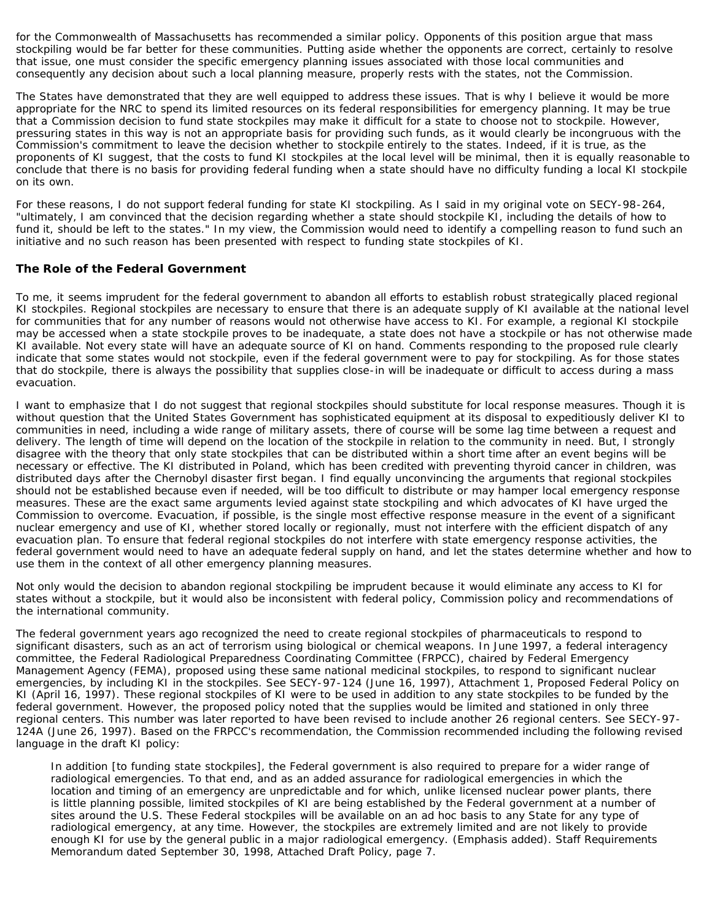for the Commonwealth of Massachusetts has recommended a similar policy. Opponents of this position argue that mass stockpiling would be far better for these communities. Putting aside whether the opponents are correct, certainly to resolve that issue, one must consider the specific emergency planning issues associated with those local communities and consequently any decision about such a local planning measure, properly rests with the states, not the Commission.

The States have demonstrated that they are well equipped to address these issues. That is why I believe it would be more appropriate for the NRC to spend its limited resources on its federal responsibilities for emergency planning. It may be true that a Commission decision to fund state stockpiles may make it difficult for a state to choose not to stockpile. However, pressuring states in this way is not an appropriate basis for providing such funds, as it would clearly be incongruous with the Commission's commitment to leave the decision whether to stockpile entirely to the states. Indeed, if it is true, as the proponents of KI suggest, that the costs to fund KI stockpiles at the local level will be minimal, then it is equally reasonable to conclude that there is no basis for providing federal funding when a state should have no difficulty funding a local KI stockpile on its own.

For these reasons, I do not support federal funding for state KI stockpiling. As I said in my original vote on SECY-98-264, "ultimately, I am convinced that the decision regarding whether a state should stockpile KI, including the details of how to fund it, should be left to the states." In my view, the Commission would need to identify a compelling reason to fund such an initiative and no such reason has been presented with respect to funding state stockpiles of KI.

### The Role of the Federal Government

To me, it seems imprudent for the federal government to abandon all efforts to establish robust strategically placed regional KI stockpiles. Regional stockpiles are necessary to ensure that there is an adequate supply of KI available at the national level for communities that for any number of reasons would not otherwise have access to KI. For example, a regional KI stockpile may be accessed when a state stockpile proves to be inadequate, a state does not have a stockpile or has not otherwise made KI available. Not every state will have an adequate source of KI on hand. Comments responding to the proposed rule clearly indicate that some states would not stockpile, even if the federal government were to pay for stockpiling. As for those states that do stockpile, there is always the possibility that supplies close-in will be inadequate or difficult to access during a mass evacuation.

I want to emphasize that I do not suggest that regional stockpiles should substitute for local response measures. Though it is without question that the United States Government has sophisticated equipment at its disposal to expeditiously deliver KI to communities in need, including a wide range of military assets, there of course will be some lag time between a request and delivery. The length of time will depend on the location of the stockpile in relation to the community in need. But, I strongly disagree with the theory that only state stockpiles that can be distributed within a short time after an event begins will be necessary or effective. The KI distributed in Poland, which has been credited with preventing thyroid cancer in children, was distributed days after the Chernobyl disaster first began. I find equally unconvincing the arguments that regional stockpiles should not be established because even if needed, will be too difficult to distribute or may hamper local emergency response measures. These are the exact same arguments levied against state stockpiling and which advocates of KI have urged the Commission to overcome. Evacuation, if possible, is the single most effective response measure in the event of a significant nuclear emergency and use of KI, whether stored locally or regionally, must not interfere with the efficient dispatch of any evacuation plan. To ensure that federal regional stockpiles do not interfere with state emergency response activities, the federal government would need to have an adequate federal supply on hand, and let the states determine whether and how to use them in the context of all other emergency planning measures.

Not only would the decision to abandon regional stockpiling be imprudent because it would eliminate any access to KI for states without a stockpile, but it would also be inconsistent with federal policy, Commission policy and recommendations of the international community.

The federal government years ago recognized the need to create regional stockpiles of pharmaceuticals to respond to significant disasters, such as an act of terrorism using biological or chemical weapons. In June 1997, a federal interagency committee, the Federal Radiological Preparedness Coordinating Committee (FRPCC), chaired by Federal Emergency Management Agency (FEMA), proposed using these same national medicinal stockpiles, to respond to significant nuclear emergencies, by including KI in the stockpiles. See SECY-97-124 (June 16, 1997), Attachment 1, Proposed Federal Policy on KI (April 16, 1997). These regional stockpiles of KI were to be used in addition to any state stockpiles to be funded by the federal government. However, the proposed policy noted that the supplies would be limited and stationed in only three regional centers. This number was later reported to have been revised to include another 26 regional centers. See SECY-97-124A (June 26, 1997). Based on the FRPCC's recommendation, the Commission recommended including the following revised language in the draft KI policy:

> In addition [to funding state stockpiles], the Federal government is also required to prepare for a wider range of radiological emergencies. To that end, and as an added assurance for radiological emergencies in which the location and timing of an emergency are unpredictable and for which, unlike licensed nuclear power plants, there is little planning possible, limited stockpiles of KI are being established by the Federal government at a number of sites around the U.S. These Federal stockpiles will be available on an ad hoc basis to any State for any type of radiological emergency, at any time. However, the stockpiles are extremely limited and are not likely to provide enough KI for use by the general public in a major radiological emergency. (Emphasis added). Staff Requirements Memorandum dated September 30, 1998, Attached Draft Policy, page 7.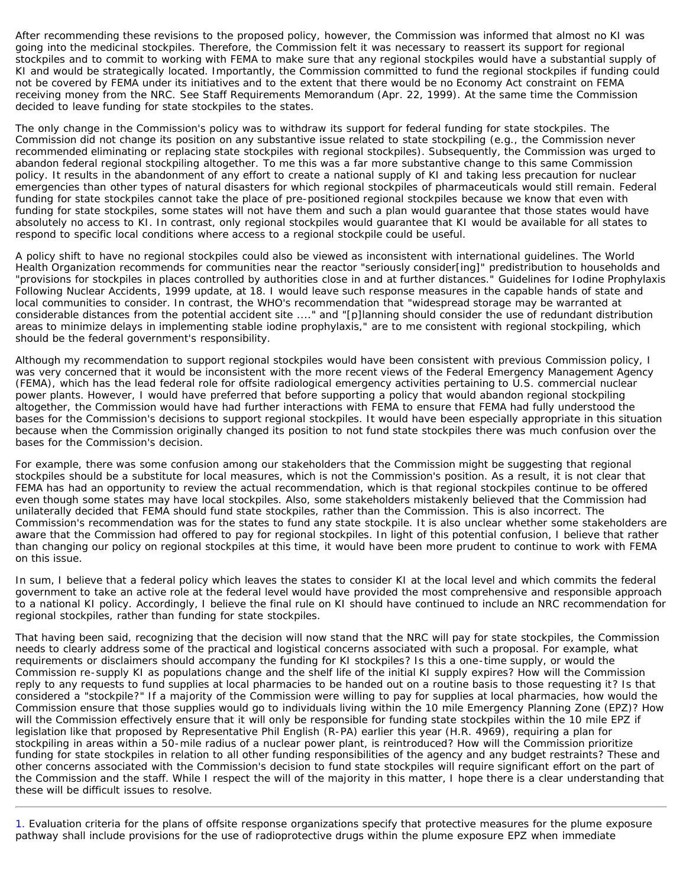After recommending these revisions to the proposed policy, however, the Commission was informed that almost no KI was going into the medicinal stockpiles. Therefore, the Commission felt it was necessary to reassert its support for regional stockpiles and to commit to working with FEMA to make sure that any regional stockpiles would have a substantial supply of KI and would be strategically located. Importantly, the Commission committed to fund the regional stockpiles if funding could not be covered by FEMA under its initiatives and to the extent that there would be no Economy Act constraint on FEMA receiving money from the NRC. See Staff Requirements Memorandum (Apr. 22, 1999). At the same time the Commission decided to leave funding for state stockpiles to the states.

The only change in the Commission's policy was to withdraw its support for federal funding for state stockpiles. The Commission did not change its position on any substantive issue related to state stockpiling (e.g., the Commission never recommended eliminating or replacing state stockpiles with regional stockpiles). Subsequently, the Commission was urged to abandon federal regional stockpiling altogether. To me this was a far more substantive change to this same Commission policy. It results in the abandonment of any effort to create a national supply of KI and taking less precaution for nuclear emergencies than other types of natural disasters for which regional stockpiles of pharmaceuticals would still remain. Federal funding for state stockpiles cannot take the place of pre-positioned regional stockpiles because we know that even with funding for state stockpiles, some states will not have them and such a plan would guarantee that those states would have absolutely no access to KI. In contrast, only regional stockpiles would guarantee that KI would be available for all states to respond to specific local conditions where access to a regional stockpile could be useful.

A policy shift to have no regional stockpiles could also be viewed as inconsistent with international guidelines. The World Health Organization recommends for communities near the reactor "seriously consider[ing]" predistribution to households and "provisions for stockpiles in places controlled by authorities close in and at further distances." Guidelines for Iodine Prophylaxis Following Nuclear Accidents, 1999 update, at 18. I would leave such response measures in the capable hands of state and local communities to consider. In contrast, the WHO's recommendation that "widespread storage may be warranted at considerable distances from the potential accident site ...." and "[p]lanning should consider the use of redundant distribution areas to minimize delays in implementing stable iodine prophylaxis," are to me consistent with regional stockpiling, which should be the federal government's responsibility.

Although my recommendation to support regional stockpiles would have been consistent with previous Commission policy, I was very concerned that it would be inconsistent with the more recent views of the Federal Emergency Management Agency (FEMA), which has the lead federal role for offsite radiological emergency activities pertaining to U.S. commercial nuclear power plants. However, I would have preferred that before supporting a policy that would abandon regional stockpiling altogether, the Commission would have had further interactions with FEMA to ensure that FEMA had fully understood the bases for the Commission's decisions to support regional stockpiles. It would have been especially appropriate in this situation because when the Commission originally changed its position to not fund state stockpiles there was much confusion over the bases for the Commission's decision.

For example, there was some confusion among our stakeholders that the Commission might be suggesting that regional stockpiles should be a substitute for local measures, which is not the Commission's position. As a result, it is not clear that FEMA has had an opportunity to review the actual recommendation, which is that regional stockpiles continue to be offered even though some states may have local stockpiles. Also, some stakeholders mistakenly believed that the Commission had unilaterally decided that FEMA should fund state stockpiles, rather than the Commission. This is also incorrect. The Commission's recommendation was for the states to fund any state stockpile. It is also unclear whether some stakeholders are aware that the Commission had offered to pay for regional stockpiles. In light of this potential confusion, I believe that rather than changing our policy on regional stockpiles at this time, it would have been more prudent to continue to work with FEMA on this issue.

In sum, I believe that a federal policy which leaves the states to consider KI at the local level and which commits the federal government to take an active role at the federal level would have provided the most comprehensive and responsible approach to a national KI policy. Accordingly, I believe the final rule on KI should have continued to include an NRC recommendation for regional stockpiles, rather than funding for state stockpiles.

That having been said, recognizing that the decision will now stand that the NRC will pay for state stockpiles, the Commission needs to clearly address some of the practical and logistical concerns associated with such a proposal. For example, what requirements or disclaimers should accompany the funding for KI stockpiles? Is this a one-time supply, or would the Commission re-supply KI as populations change and the shelf life of the initial KI supply expires? How will the Commission reply to any requests to fund supplies at local pharmacies to be handed out on a routine basis to those requesting it? Is that considered a "stockpile?" If a majority of the Commission were willing to pay for supplies at local pharmacies, how would the Commission ensure that those supplies would go to individuals living within the 10 mile Emergency Planning Zone (EPZ)? How will the Commission effectively ensure that it will only be responsible for funding state stockpiles within the 10 mile EPZ if legislation like that proposed by Representative Phil English (R-PA) earlier this year (H.R. 4969), requiring a plan for stockpiling in areas within a 50-mile radius of a nuclear power plant, is reintroduced? How will the Commission prioritize funding for state stockpiles in relation to all other funding responsibilities of the agency and any budget restraints? These and other concerns associated with the Commission's decision to fund state stockpiles will require significant effort on the part of the Commission and the staff. While I respect the will of the majority in this matter, I hope there is a clear understanding that these will be difficult issues to resolve.

---

1. Evaluation criteria for the plans of offsite response organizations specify that protective measures for the plume exposure pathway shall include provisions for the use of radioprotective drugs within the plume exposure EPZ when immediate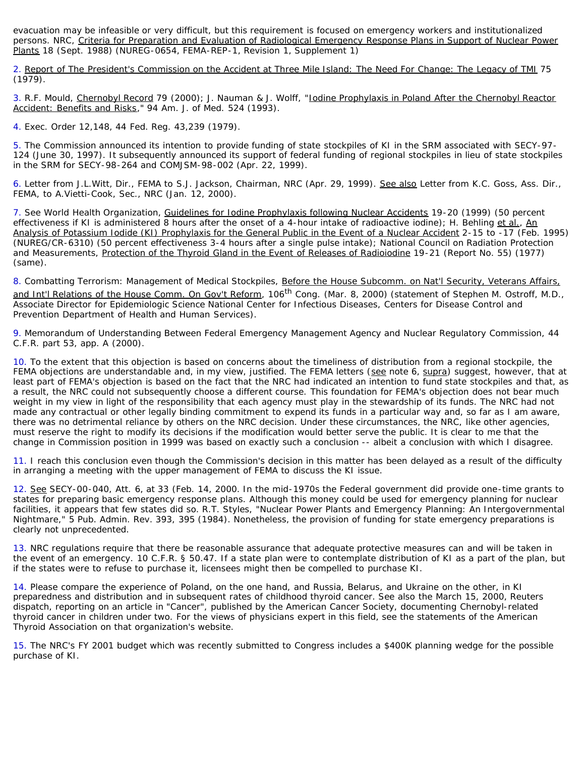evacuation may be infeasible or very difficult, but this requirement is focused on emergency workers and institutionalized persons. NRC, Criteria for Preparation and Evaluation of Radiological Emergency Response Plans in Support of Nuclear Power Plants 18 (Sept. 1988) (NUREG-0654, FEMA-REP-1, Revision 1, Supplement 1)

2. Report of The President's Commission on the Accident at Three Mile Island: The Need For Change: The Legacy of TMI 75 (1979).

3. R.F. Mould, Chernobyl Record 79 (2000); J. Nauman & J. Wolff, "Iodine Prophylaxis in Poland After the Chernobyl Reactor Accident: Benefits and Risks," 94 Am. J. of Med. 524 (1993).

4. Exec. Order 12,148, 44 Fed. Reg. 43,239 (1979).

5. The Commission announced its intention to provide funding of state stockpiles of KI in the SRM associated with SECY-97-124 (June 30, 1997). It subsequently announced its support of federal funding of regional stockpiles in lieu of state stockpiles in the SRM for SECY-98-264 and COMJSM-98-002 (Apr. 22, 1999).

6. Letter from J.L.Witt, Dir., FEMA to S.J. Jackson, Chairman, NRC (Apr. 29, 1999). See also Letter from K.C. Goss, Ass. Dir., FEMA, to A.Vietti-Cook, Sec., NRC (Jan. 12, 2000).

7. See World Health Organization, Guidelines for Iodine Prophylaxis following Nuclear Accidents 19-20 (1999) (50 percent effectiveness if KI is administered 8 hours after the onset of a 4-hour intake of radioactive iodine); H. Behling et al., An Analysis of Potassium Iodide (KI) Prophylaxis for the General Public in the Event of a Nuclear Accident 2-15 to -17 (Feb. 1995) (NUREG/CR-6310) (50 percent effectiveness 3-4 hours after a single pulse intake); National Council on Radiation Protection and Measurements, Protection of the Thyroid Gland in the Event of Releases of Radioiodine 19-21 (Report No. 55) (1977) (same).

8. Combatting Terrorism: Management of Medical Stockpiles, Before the House Subcomm. on Nat'l Security, Veterans Affairs, and Int'l Relations of the House Comm. On Gov't Reform, 106th Cong. (Mar. 8, 2000) (statement of Stephen M. Ostroff, M.D., Associate Director for Epidemiologic Science National Center for Infectious Diseases, Centers for Disease Control and Prevention Department of Health and Human Services).

9. Memorandum of Understanding Between Federal Emergency Management Agency and Nuclear Regulatory Commission, 44 C.F.R. part 53, app. A (2000).

10. To the extent that this objection is based on concerns about the timeliness of distribution from a regional stockpile, the FEMA objections are understandable and, in my view, justified. The FEMA letters (see note 6, supra) suggest, however, that at least part of FEMA's objection is based on the fact that the NRC had indicated an intention to fund state stockpiles and that, as a result, the NRC could not subsequently choose a different course. This foundation for FEMA's objection does not bear much weight in my view in light of the responsibility that each agency must play in the stewardship of its funds. The NRC had not made any contractual or other legally binding commitment to expend its funds in a particular way and, so far as I am aware, there was no detrimental reliance by others on the NRC decision. Under these circumstances, the NRC, like other agencies, must reserve the right to modify its decisions if the modification would better serve the public. It is clear to me that the change in Commission position in 1999 was based on exactly such a conclusion -- albeit a conclusion with which I disagree.

11. I reach this conclusion even though the Commission's decision in this matter has been delayed as a result of the difficulty in arranging a meeting with the upper management of FEMA to discuss the KI issue.

12. See SECY-00-040, Att. 6, at 33 (Feb. 14, 2000. In the mid-1970s the Federal government did provide one-time grants to states for preparing basic emergency response plans. Although this money could be used for emergency planning for nuclear facilities, it appears that few states did so. R.T. Styles, "Nuclear Power Plants and Emergency Planning: An Intergovernmental Nightmare," 5 Pub. Admin. Rev. 393, 395 (1984). Nonetheless, the provision of funding for state emergency preparations is clearly not unprecedented.

13. NRC regulations require that there be reasonable assurance that adequate protective measures can and will be taken in the event of an emergency. 10 C.F.R. § 50.47. If a state plan were to contemplate distribution of KI as a part of the plan, but if the states were to refuse to purchase it, licensees might then be compelled to purchase KI.

14. Please compare the experience of Poland, on the one hand, and Russia, Belarus, and Ukraine on the other, in KI preparedness and distribution and in subsequent rates of childhood thyroid cancer. See also the March 15, 2000, Reuters dispatch, reporting on an article in "Cancer", published by the American Cancer Society, documenting Chernobyl-related thyroid cancer in children under two. For the views of physicians expert in this field, see the statements of the American Thyroid Association on that organization's website.

15. The NRC's FY 2001 budget which was recently submitted to Congress includes a $400K planning wedge for the possible purchase of KI.